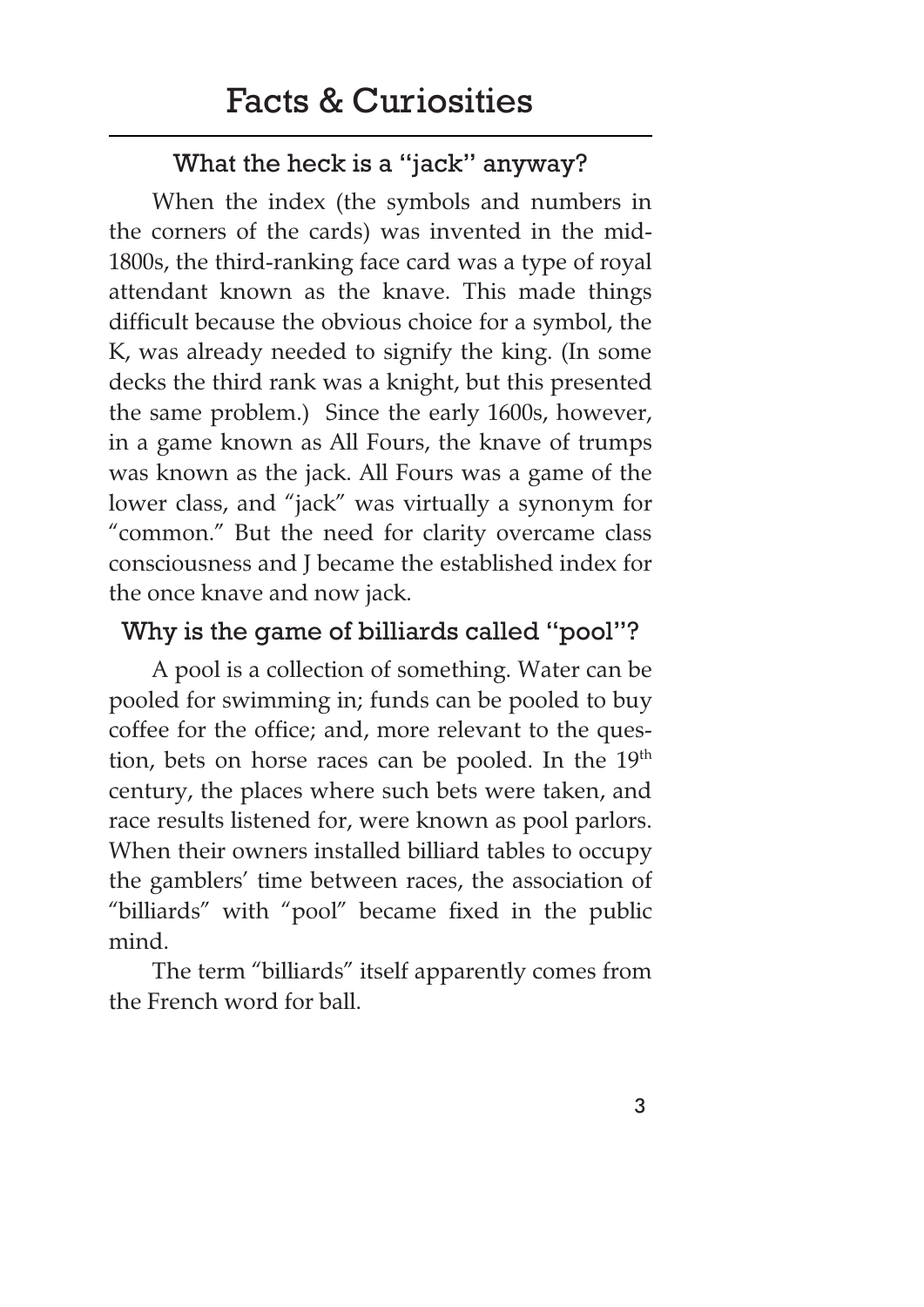# Facts & Curiosities

## What the heck is a "jack" anyway?

When the index (the symbols and numbers in the corners of the cards) was invented in the mid-1800s, the third-ranking face card was a type of royal attendant known as the knave. This made things difficult because the obvious choice for a symbol, the K, was already needed to signify the king. (In some decks the third rank was a knight, but this presented the same problem.) Since the early 1600s, however, in a game known as All Fours, the knave of trumps was known as the jack. All Fours was a game of the lower class, and "jack" was virtually a synonym for "common." But the need for clarity overcame class consciousness and J became the established index for the once knave and now jack.

## Why is the game of billiards called "pool"?

A pool is a collection of something. Water can be pooled for swimming in; funds can be pooled to buy coffee for the office; and, more relevant to the question, bets on horse races can be pooled. In the 19th century, the places where such bets were taken, and race results listened for, were known as pool parlors. When their owners installed billiard tables to occupy the gamblers' time between races, the association of "billiards" with "pool" became fixed in the public mind.

The term "billiards" itself apparently comes from the French word for ball.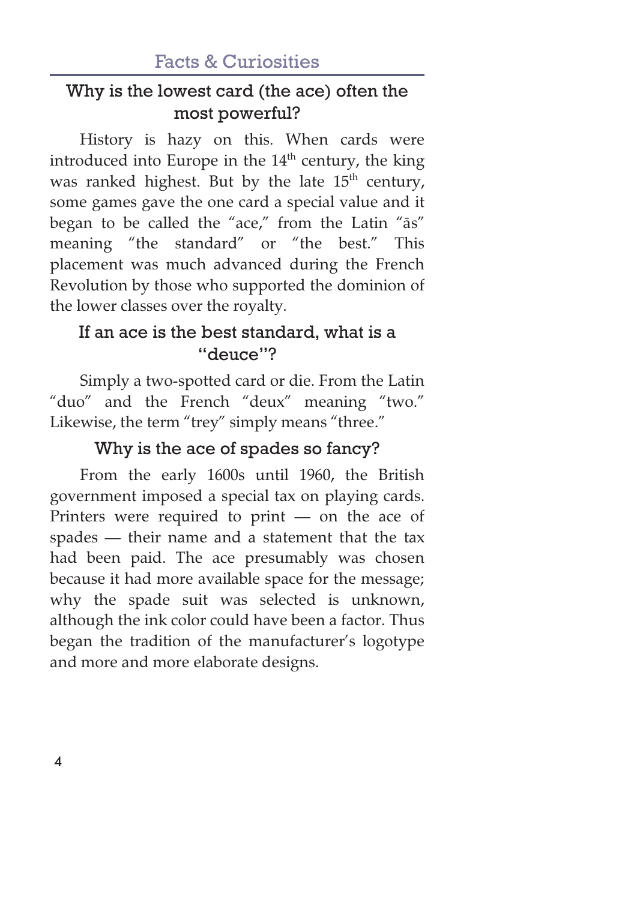## Facts & Curiosities

### Why is the lowest card (the ace) often the most powerful?

History is hazy on this. When cards were introduced into Europe in the 14th century, the king was ranked highest. But by the late 15th century, some games gave the one card a special value and it began to be called the "ace," from the Latin "ās" meaning "the standard" or "the best." This placement was much advanced during the French Revolution by those who supported the dominion of the lower classes over the royalty.

### If an ace is the best standard, what is a "deuce"?

Simply a two-spotted card or die. From the Latin "duo" and the French "deux" meaning "two." Likewise, the term "trey" simply means "three."

### Why is the ace of spades so fancy?

From the early 1600s until 1960, the British government imposed a special tax on playing cards. Printers were required to print — on the ace of spades — their name and a statement that the tax had been paid. The ace presumably was chosen because it had more available space for the message; why the spade suit was selected is unknown, although the ink color could have been a factor. Thus began the tradition of the manufacturer's logotype and more and more elaborate designs.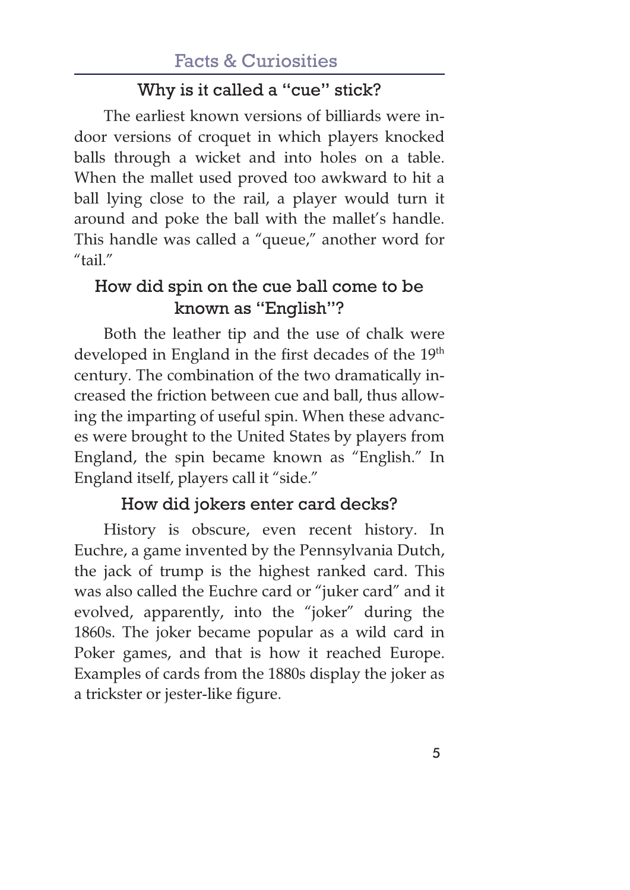## Why is it called a "cue" stick?

The earliest known versions of billiards were indoor versions of croquet in which players knocked balls through a wicket and into holes on a table. When the mallet used proved too awkward to hit a ball lying close to the rail, a player would turn it around and poke the ball with the mallet's handle. This handle was called a "queue," another word for "tail."

## How did spin on the cue ball come to be known as "English"?

Both the leather tip and the use of chalk were developed in England in the first decades of the 19th century. The combination of the two dramatically increased the friction between cue and ball, thus allowing the imparting of useful spin. When these advances were brought to the United States by players from England, the spin became known as "English." In England itself, players call it "side."

## How did jokers enter card decks?

History is obscure, even recent history. In Euchre, a game invented by the Pennsylvania Dutch, the jack of trump is the highest ranked card. This was also called the Euchre card or "juker card" and it evolved, apparently, into the "joker" during the 1860s. The joker became popular as a wild card in Poker games, and that is how it reached Europe. Examples of cards from the 1880s display the joker as a trickster or jester-like figure.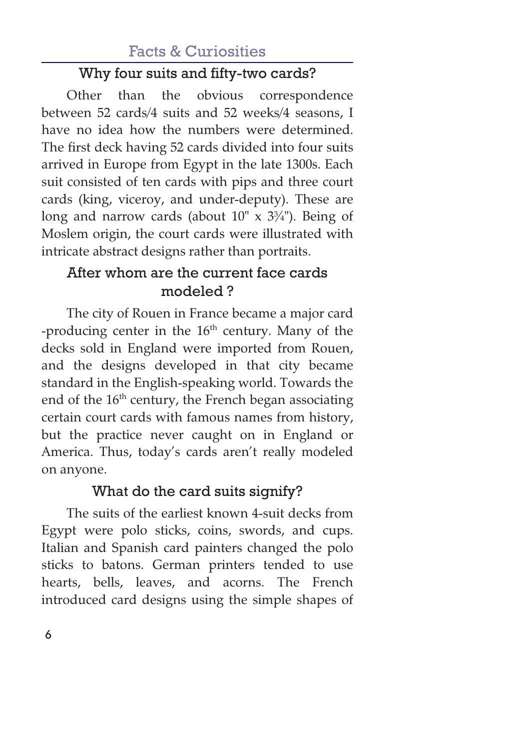## Facts & Curiosities

### Why four suits and fifty-two cards?

Other than the obvious correspondence between 52 cards/4 suits and 52 weeks/4 seasons, I have no idea how the numbers were determined. The first deck having 52 cards divided into four suits arrived in Europe from Egypt in the late 1300s. Each suit consisted of ten cards with pips and three court cards (king, viceroy, and under-deputy). These are long and narrow cards (about 10" x 3¾"). Being of Moslem origin, the court cards were illustrated with intricate abstract designs rather than portraits.

### After whom are the current face cards modeled ?

The city of Rouen in France became a major card -producing center in the 16th century. Many of the decks sold in England were imported from Rouen, and the designs developed in that city became standard in the English-speaking world. Towards the end of the 16th century, the French began associating certain court cards with famous names from history, but the practice never caught on in England or America. Thus, today's cards aren't really modeled on anyone.

### What do the card suits signify?

The suits of the earliest known 4-suit decks from Egypt were polo sticks, coins, swords, and cups. Italian and Spanish card painters changed the polo sticks to batons. German printers tended to use hearts, bells, leaves, and acorns. The French introduced card designs using the simple shapes of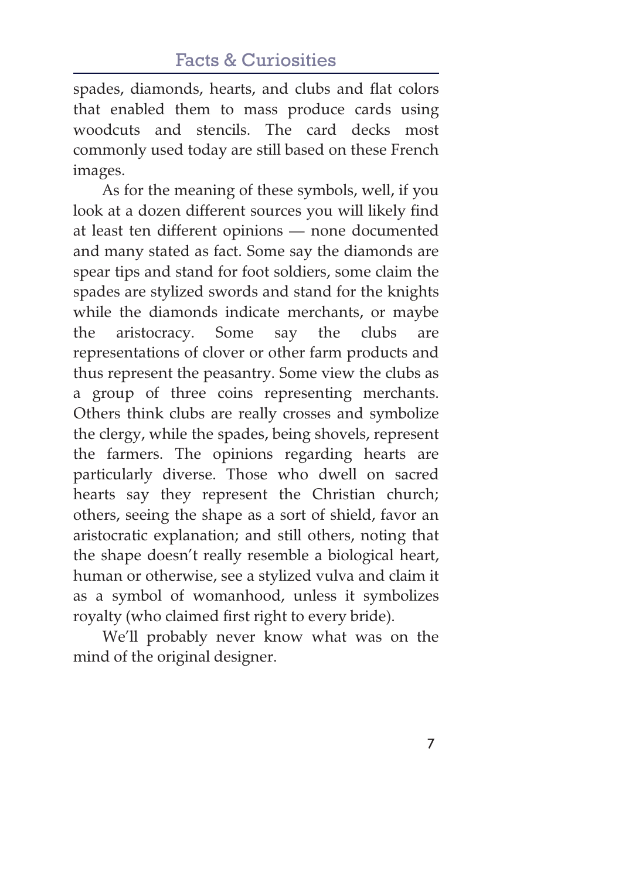spades, diamonds, hearts, and clubs and flat colors that enabled them to mass produce cards using woodcuts and stencils. The card decks most commonly used today are still based on these French images.

As for the meaning of these symbols, well, if you look at a dozen different sources you will likely find at least ten different opinions — none documented and many stated as fact. Some say the diamonds are spear tips and stand for foot soldiers, some claim the spades are stylized swords and stand for the knights while the diamonds indicate merchants, or maybe the aristocracy. Some say the clubs are representations of clover or other farm products and thus represent the peasantry. Some view the clubs as a group of three coins representing merchants. Others think clubs are really crosses and symbolize the clergy, while the spades, being shovels, represent the farmers. The opinions regarding hearts are particularly diverse. Those who dwell on sacred hearts say they represent the Christian church; others, seeing the shape as a sort of shield, favor an aristocratic explanation; and still others, noting that the shape doesn't really resemble a biological heart, human or otherwise, see a stylized vulva and claim it as a symbol of womanhood, unless it symbolizes royalty (who claimed first right to every bride).

We'll probably never know what was on the mind of the original designer.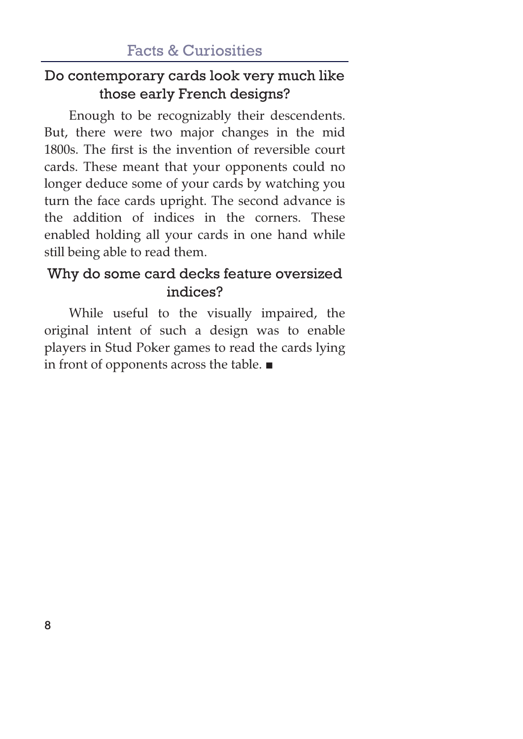## Do contemporary cards look very much like those early French designs?

Enough to be recognizably their descendents. But, there were two major changes in the mid 1800s. The first is the invention of reversible court cards. These meant that your opponents could no longer deduce some of your cards by watching you turn the face cards upright. The second advance is the addition of indices in the corners. These enabled holding all your cards in one hand while still being able to read them.

## Why do some card decks feature oversized indices?

While useful to the visually impaired, the original intent of such a design was to enable players in Stud Poker games to read the cards lying in front of opponents across the table. ■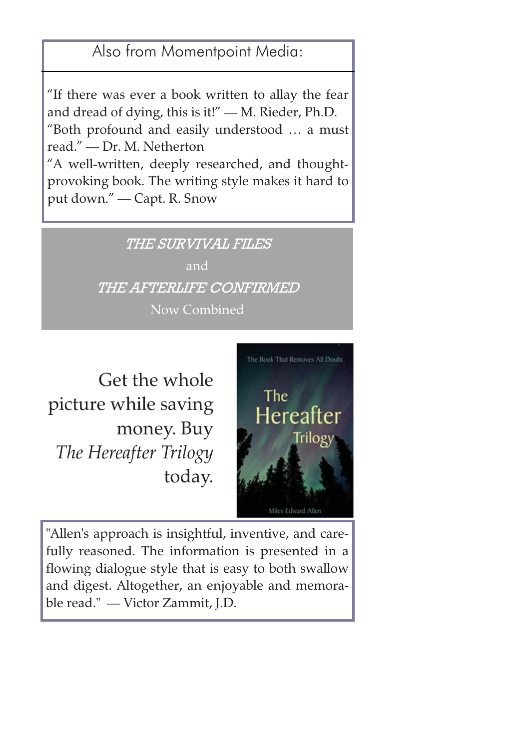Also from Momentpoint Media:

"If there was ever a book written to allay the fear and dread of dying, this is it!" — M. Rieder, Ph.D.

"Both profound and easily understood … a must read." — Dr. M. Netherton

"A well-written, deeply researched, and thought-provoking book. The writing style makes it hard to put down." — Capt. R. Snow

*THE SURVIVAL FILES*

and

*THE AFTERLIFE CONFIRMED*

Now Combined

Get the whole picture while saving money. Buy *The Hereafter Trilogy* today.

"Allen's approach is insightful, inventive, and carefully reasoned. The information is presented in a flowing dialogue style that is easy to both swallow and digest. Altogether, an enjoyable and memorable read." — Victor Zammit, J.D.